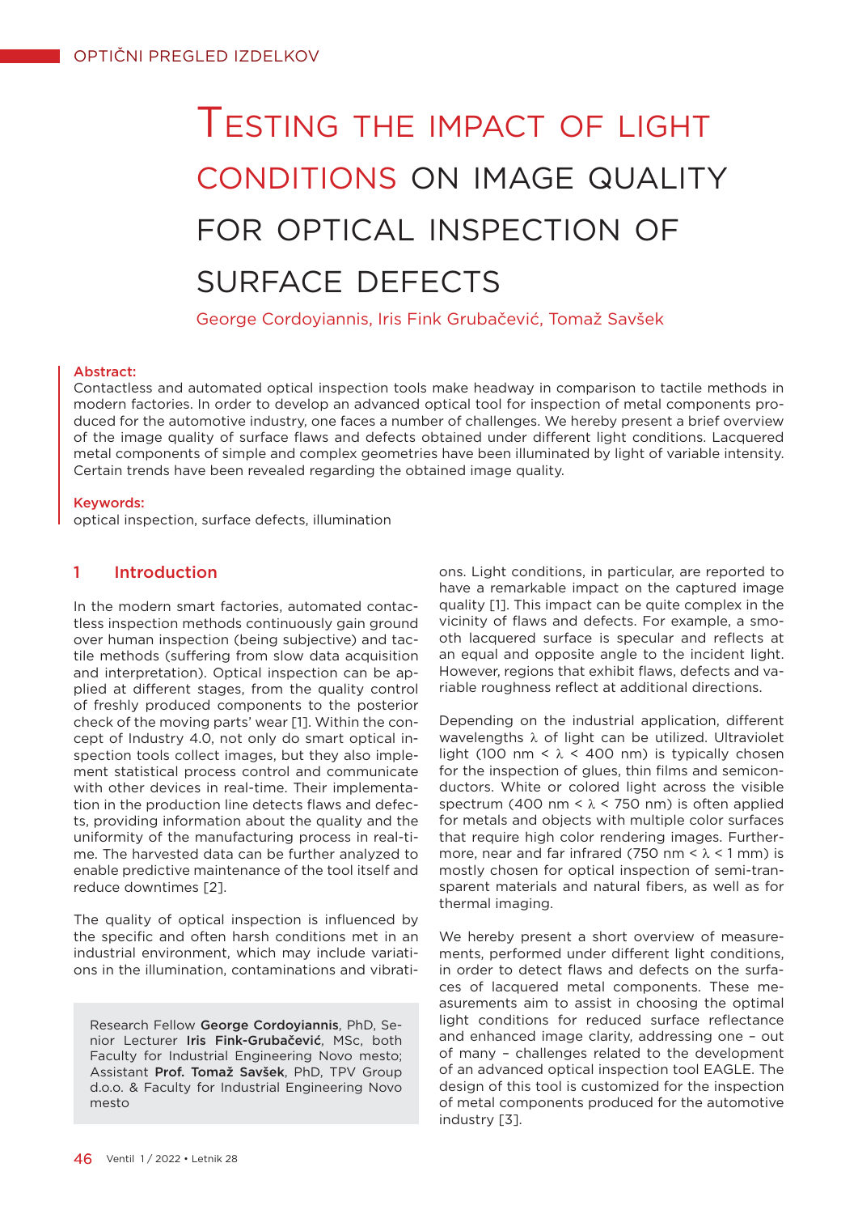# Testing the impact of light conditions on image quality for optical inspection of surface defects

George Cordoyiannis, Iris Fink Grubačević, Tomaž Savšek

**Abstract:**
Contactless and automated optical inspection tools make headway in comparison to tactile methods in modern factories. In order to develop an advanced optical tool for inspection of metal components produced for the automotive industry, one faces a number of challenges. We hereby present a brief overview of the image quality of surface flaws and defects obtained under different light conditions. Lacquered metal components of simple and complex geometries have been illuminated by light of variable intensity. Certain trends have been revealed regarding the obtained image quality.

**Keywords:**
optical inspection, surface defects, illumination

## 1 Introduction

In the modern smart factories, automated contactless inspection methods continuously gain ground over human inspection (being subjective) and tactile methods (suffering from slow data acquisition and interpretation). Optical inspection can be applied at different stages, from the quality control of freshly produced components to the posterior check of the moving parts' wear [1]. Within the concept of Industry 4.0, not only do smart optical inspection tools collect images, but they also implement statistical process control and communicate with other devices in real-time. Their implementation in the production line detects flaws and defects, providing information about the quality and the uniformity of the manufacturing process in real-time. The harvested data can be further analyzed to enable predictive maintenance of the tool itself and reduce downtimes [2].

The quality of optical inspection is influenced by the specific and often harsh conditions met in an industrial environment, which may include variations in the illumination, contaminations and vibrations. Light conditions, in particular, are reported to have a remarkable impact on the captured image quality [1]. This impact can be quite complex in the vicinity of flaws and defects. For example, a smooth lacquered surface is specular and reflects at an equal and opposite angle to the incident light. However, regions that exhibit flaws, defects and variable roughness reflect at additional directions.

Depending on the industrial application, different wavelengths $\lambda$ of light can be utilized. Ultraviolet light (100 nm < $\lambda$ < 400 nm) is typically chosen for the inspection of glues, thin films and semiconductors. White or colored light across the visible spectrum (400 nm < $\lambda$ < 750 nm) is often applied for metals and objects with multiple color surfaces that require high color rendering images. Furthermore, near and far infrared (750 nm < $\lambda$ < 1 mm) is mostly chosen for optical inspection of semi-transparent materials and natural fibers, as well as for thermal imaging.

We hereby present a short overview of measurements, performed under different light conditions, in order to detect flaws and defects on the surfaces of lacquered metal components. These measurements aim to assist in choosing the optimal light conditions for reduced surface reflectance and enhanced image clarity, addressing one – out of many – challenges related to the development of an advanced optical inspection tool EAGLE. The design of this tool is customized for the inspection of metal components produced for the automotive industry [3].

Research Fellow **George Cordoyiannis**, PhD, Senior Lecturer **Iris Fink-Grubačević**, MSc, both Faculty for Industrial Engineering Novo mesto; Assistant **Prof. Tomaž Savšek**, PhD, TPV Group d.o.o. & Faculty for Industrial Engineering Novo mesto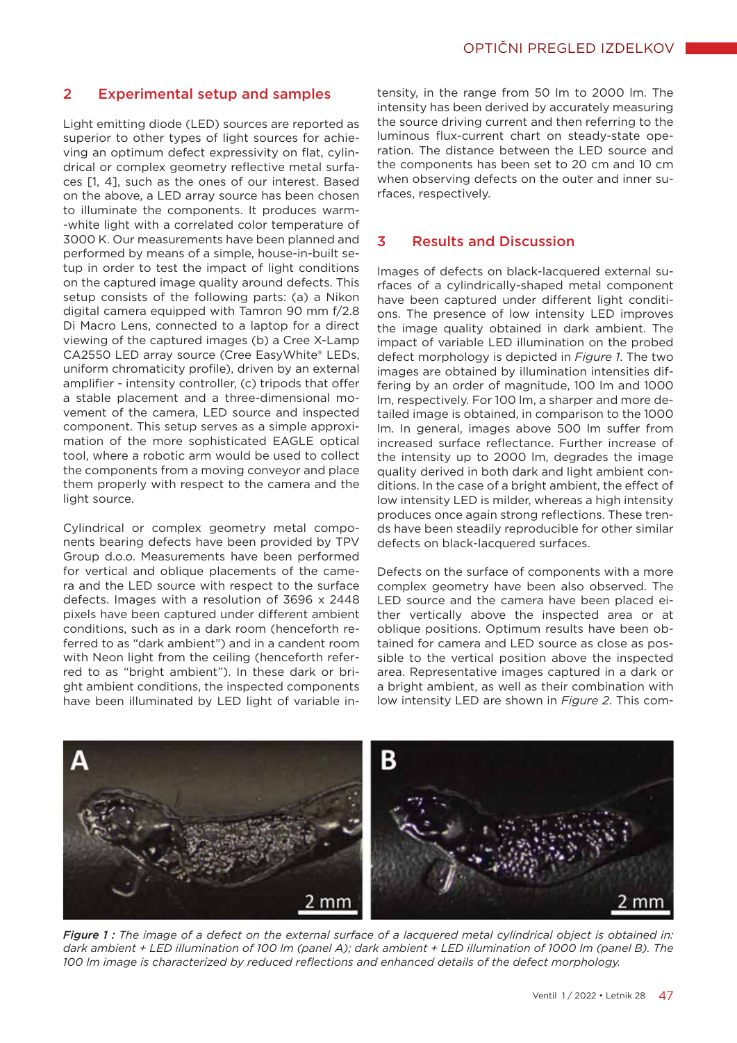## 2 Experimental setup and samples

Light emitting diode (LED) sources are reported as superior to other types of light sources for achieving an optimum defect expressivity on flat, cylindrical or complex geometry reflective metal surfaces [1, 4], such as the ones of our interest. Based on the above, a LED array source has been chosen to illuminate the components. It produces warm-white light with a correlated color temperature of 3000 K. Our measurements have been planned and performed by means of a simple, house-in-built setup in order to test the impact of light conditions on the captured image quality around defects. This setup consists of the following parts: (a) a Nikon digital camera equipped with Tamron 90 mm f/2.8 Di Macro Lens, connected to a laptop for a direct viewing of the captured images (b) a Cree X-Lamp CA2550 LED array source (Cree EasyWhite® LEDs, uniform chromaticity profile), driven by an external amplifier - intensity controller, (c) tripods that offer a stable placement and a three-dimensional movement of the camera, LED source and inspected component. This setup serves as a simple approximation of the more sophisticated EAGLE optical tool, where a robotic arm would be used to collect the components from a moving conveyor and place them properly with respect to the camera and the light source.

Cylindrical or complex geometry metal components bearing defects have been provided by TPV Group d.o.o. Measurements have been performed for vertical and oblique placements of the camera and the LED source with respect to the surface defects. Images with a resolution of 3696 x 2448 pixels have been captured under different ambient conditions, such as in a dark room (henceforth referred to as "dark ambient") and in a candent room with Neon light from the ceiling (henceforth referred to as "bright ambient"). In these dark or bright ambient conditions, the inspected components have been illuminated by LED light of variable intensity, in the range from 50 lm to 2000 lm. The intensity has been derived by accurately measuring the source driving current and then referring to the luminous flux-current chart on steady-state operation. The distance between the LED source and the components has been set to 20 cm and 10 cm when observing defects on the outer and inner surfaces, respectively.

## 3 Results and Discussion

Images of defects on black-lacquered external surfaces of a cylindrically-shaped metal component have been captured under different light conditions. The presence of low intensity LED improves the image quality obtained in dark ambient. The impact of variable LED illumination on the probed defect morphology is depicted in *Figure 1*. The two images are obtained by illumination intensities differing by an order of magnitude, 100 lm and 1000 lm, respectively. For 100 lm, a sharper and more detailed image is obtained, in comparison to the 1000 lm. In general, images above 500 lm suffer from increased surface reflectance. Further increase of the intensity up to 2000 lm, degrades the image quality derived in both dark and light ambient conditions. In the case of a bright ambient, the effect of low intensity LED is milder, whereas a high intensity produces once again strong reflections. These trends have been steadily reproducible for other similar defects on black-lacquered surfaces.

Defects on the surface of components with a more complex geometry have been also observed. The LED source and the camera have been placed either vertically above the inspected area or at oblique positions. Optimum results have been obtained for camera and LED source as close as possible to the vertical position above the inspected area. Representative images captured in a dark or a bright ambient, as well as their combination with low intensity LED are shown in *Figure 2*. This com-

***Figure 1 :*** *The image of a defect on the external surface of a lacquered metal cylindrical object is obtained in: dark ambient + LED illumination of 100 lm (panel A); dark ambient + LED illumination of 1000 lm (panel B). The 100 lm image is characterized by reduced reflections and enhanced details of the defect morphology.*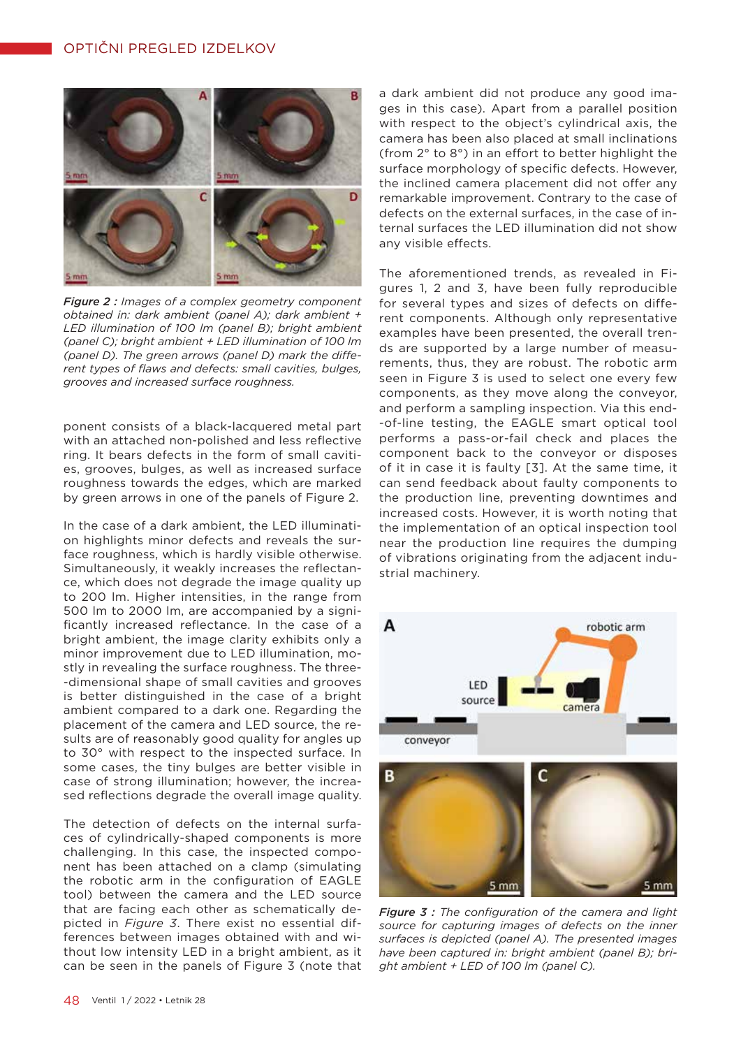*Figure 2 : Images of a complex geometry component obtained in: dark ambient (panel A); dark ambient + LED illumination of 100 lm (panel B); bright ambient (panel C); bright ambient + LED illumination of 100 lm (panel D). The green arrows (panel D) mark the different types of flaws and defects: small cavities, bulges, grooves and increased surface roughness.*

ponent consists of a black-lacquered metal part with an attached non-polished and less reflective ring. It bears defects in the form of small cavities, grooves, bulges, as well as increased surface roughness towards the edges, which are marked by green arrows in one of the panels of Figure 2.

In the case of a dark ambient, the LED illumination highlights minor defects and reveals the surface roughness, which is hardly visible otherwise. Simultaneously, it weakly increases the reflectance, which does not degrade the image quality up to 200 lm. Higher intensities, in the range from 500 lm to 2000 lm, are accompanied by a significantly increased reflectance. In the case of a bright ambient, the image clarity exhibits only a minor improvement due to LED illumination, mostly in revealing the surface roughness. The three-dimensional shape of small cavities and grooves is better distinguished in the case of a bright ambient compared to a dark one. Regarding the placement of the camera and LED source, the results are of reasonably good quality for angles up to 30° with respect to the inspected surface. In some cases, the tiny bulges are better visible in case of strong illumination; however, the increased reflections degrade the overall image quality.

The detection of defects on the internal surfaces of cylindrically-shaped components is more challenging. In this case, the inspected component has been attached on a clamp (simulating the robotic arm in the configuration of EAGLE tool) between the camera and the LED source that are facing each other as schematically depicted in *Figure 3*. There exist no essential differences between images obtained with and without low intensity LED in a bright ambient, as it can be seen in the panels of Figure 3 (note that a dark ambient did not produce any good images in this case). Apart from a parallel position with respect to the object's cylindrical axis, the camera has been also placed at small inclinations (from 2° to 8°) in an effort to better highlight the surface morphology of specific defects. However, the inclined camera placement did not offer any remarkable improvement. Contrary to the case of defects on the external surfaces, in the case of internal surfaces the LED illumination did not show any visible effects.

The aforementioned trends, as revealed in Figures 1, 2 and 3, have been fully reproducible for several types and sizes of defects on different components. Although only representative examples have been presented, the overall trends are supported by a large number of measurements, thus, they are robust. The robotic arm seen in Figure 3 is used to select one every few components, as they move along the conveyor, and perform a sampling inspection. Via this end-of-line testing, the EAGLE smart optical tool performs a pass-or-fail check and places the component back to the conveyor or disposes of it in case it is faulty [3]. At the same time, it can send feedback about faulty components to the production line, preventing downtimes and increased costs. However, it is worth noting that the implementation of an optical inspection tool near the production line requires the dumping of vibrations originating from the adjacent industrial machinery.

*Figure 3 : The configuration of the camera and light source for capturing images of defects on the inner surfaces is depicted (panel A). The presented images have been captured in: bright ambient (panel B); bright ambient + LED of 100 lm (panel C).*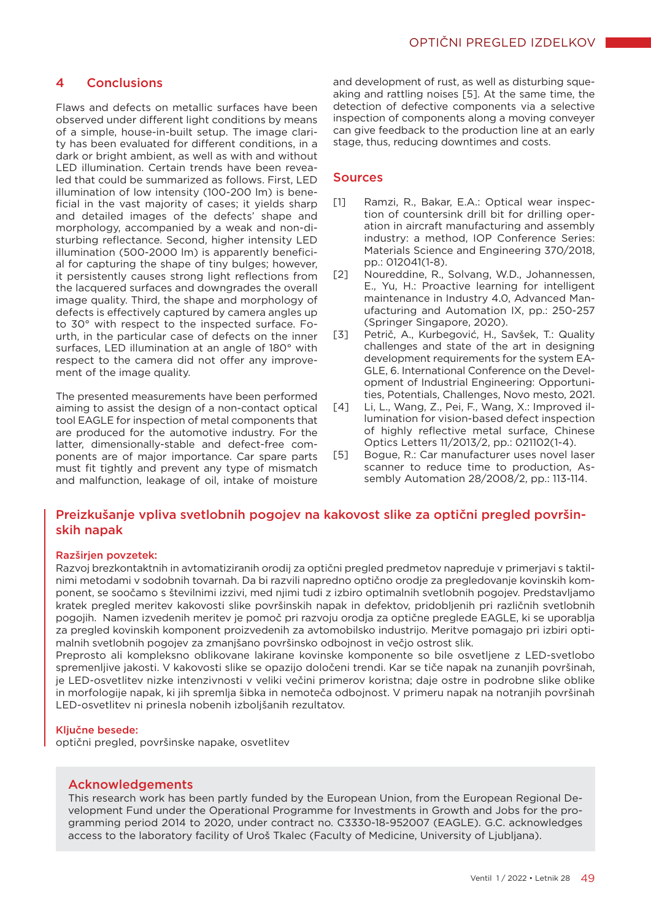## 4 Conclusions

Flaws and defects on metallic surfaces have been observed under different light conditions by means of a simple, house-in-built setup. The image clarity has been evaluated for different conditions, in a dark or bright ambient, as well as with and without LED illumination. Certain trends have been revealed that could be summarized as follows. First, LED illumination of low intensity (100-200 lm) is beneficial in the vast majority of cases; it yields sharp and detailed images of the defects' shape and morphology, accompanied by a weak and non-disturbing reflectance. Second, higher intensity LED illumination (500-2000 lm) is apparently beneficial for capturing the shape of tiny bulges; however, it persistently causes strong light reflections from the lacquered surfaces and downgrades the overall image quality. Third, the shape and morphology of defects is effectively captured by camera angles up to 30° with respect to the inspected surface. Fourth, in the particular case of defects on the inner surfaces, LED illumination at an angle of 180° with respect to the camera did not offer any improvement of the image quality.

The presented measurements have been performed aiming to assist the design of a non-contact optical tool EAGLE for inspection of metal components that are produced for the automotive industry. For the latter, dimensionally-stable and defect-free components are of major importance. Car spare parts must fit tightly and prevent any type of mismatch and malfunction, leakage of oil, intake of moisture and development of rust, as well as disturbing squeaking and rattling noises [5]. At the same time, the detection of defective components via a selective inspection of components along a moving conveyer can give feedback to the production line at an early stage, thus, reducing downtimes and costs.

## Sources

[1] Ramzi, R., Bakar, E.A.: Optical wear inspection of countersink drill bit for drilling operation in aircraft manufacturing and assembly industry: a method, IOP Conference Series: Materials Science and Engineering 370/2018, pp.: 012041(1-8).

[2] Noureddine, R., Solvang, W.D., Johannessen, E., Yu, H.: Proactive learning for intelligent maintenance in Industry 4.0, Advanced Manufacturing and Automation IX, pp.: 250-257 (Springer Singapore, 2020).

[3] Petrič, A., Kurbegović, H., Savšek, T.: Quality challenges and state of the art in designing development requirements for the system EAGLE, 6. International Conference on the Development of Industrial Engineering: Opportunities, Potentials, Challenges, Novo mesto, 2021.

[4] Li, L., Wang, Z., Pei, F., Wang, X.: Improved illumination for vision-based defect inspection of highly reflective metal surface, Chinese Optics Letters 11/2013/2, pp.: 021102(1-4).

[5] Bogue, R.: Car manufacturer uses novel laser scanner to reduce time to production, Assembly Automation 28/2008/2, pp.: 113-114.

## Preizkušanje vpliva svetlobnih pogojev na kakovost slike za optični pregled površinskih napak

### Razširjen povzetek:

Razvoj brezkontaktnih in avtomatiziranih orodij za optični pregled predmetov napreduje v primerjavi s taktilnimi metodami v sodobnih tovarnah. Da bi razvili napredno optično orodje za pregledovanje kovinskih komponent, se soočamo s številnimi izzivi, med njimi tudi z izbiro optimalnih svetlobnih pogojev. Predstavljamo kratek pregled meritev kakovosti slike površinskih napak in defektov, pridobljenih pri različnih svetlobnih pogojih. Namen izvedenih meritev je pomoč pri razvoju orodja za optične preglede EAGLE, ki se uporablja za pregled kovinskih komponent proizvedenih za avtomobilsko industrijo. Meritve pomagajo pri izbiri optimalnih svetlobnih pogojev za zmanjšano površinsko odbojnost in večjo ostrost slik.

Preprosto ali kompleksno oblikovane lakirane kovinske komponente so bile osvetljene z LED-svetlobo spremenljive jakosti. V kakovosti slike se opazijo določeni trendi. Kar se tiče napak na zunanjih površinah, je LED-osvetlitev nizke intenzivnosti v veliki večini primerov koristna; daje ostre in podrobne slike oblike in morfologije napak, ki jih spremlja šibka in nemoteča odbojnost. V primeru napak na notranjih površinah LED-osvetlitev ni prinesla nobenih izboljšanih rezultatov.

### Ključne besede:

optični pregled, površinske napake, osvetlitev

## Acknowledgements

This research work has been partly funded by the European Union, from the European Regional Development Fund under the Operational Programme for Investments in Growth and Jobs for the programming period 2014 to 2020, under contract no. C3330-18-952007 (EAGLE). G.C. acknowledges access to the laboratory facility of Uroš Tkalec (Faculty of Medicine, University of Ljubljana).